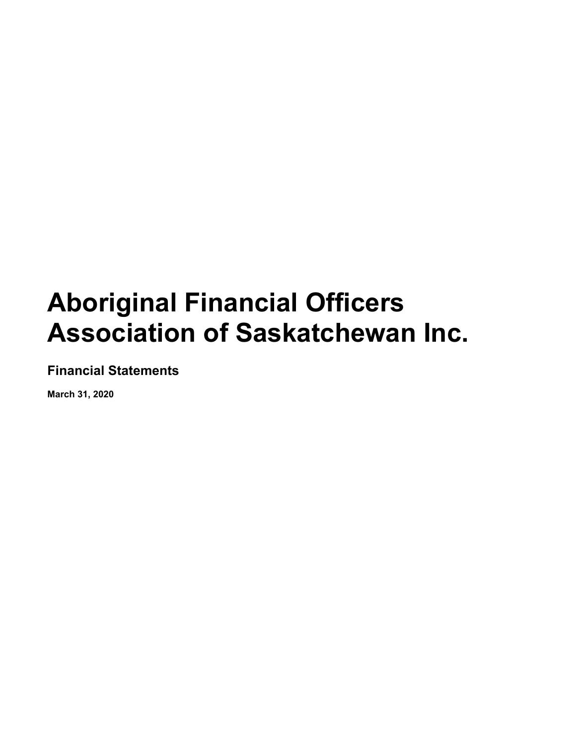# Aboriginal Financial Officers Association of Saskatchewan Inc.

## Financial Statements

**March 31, 2020**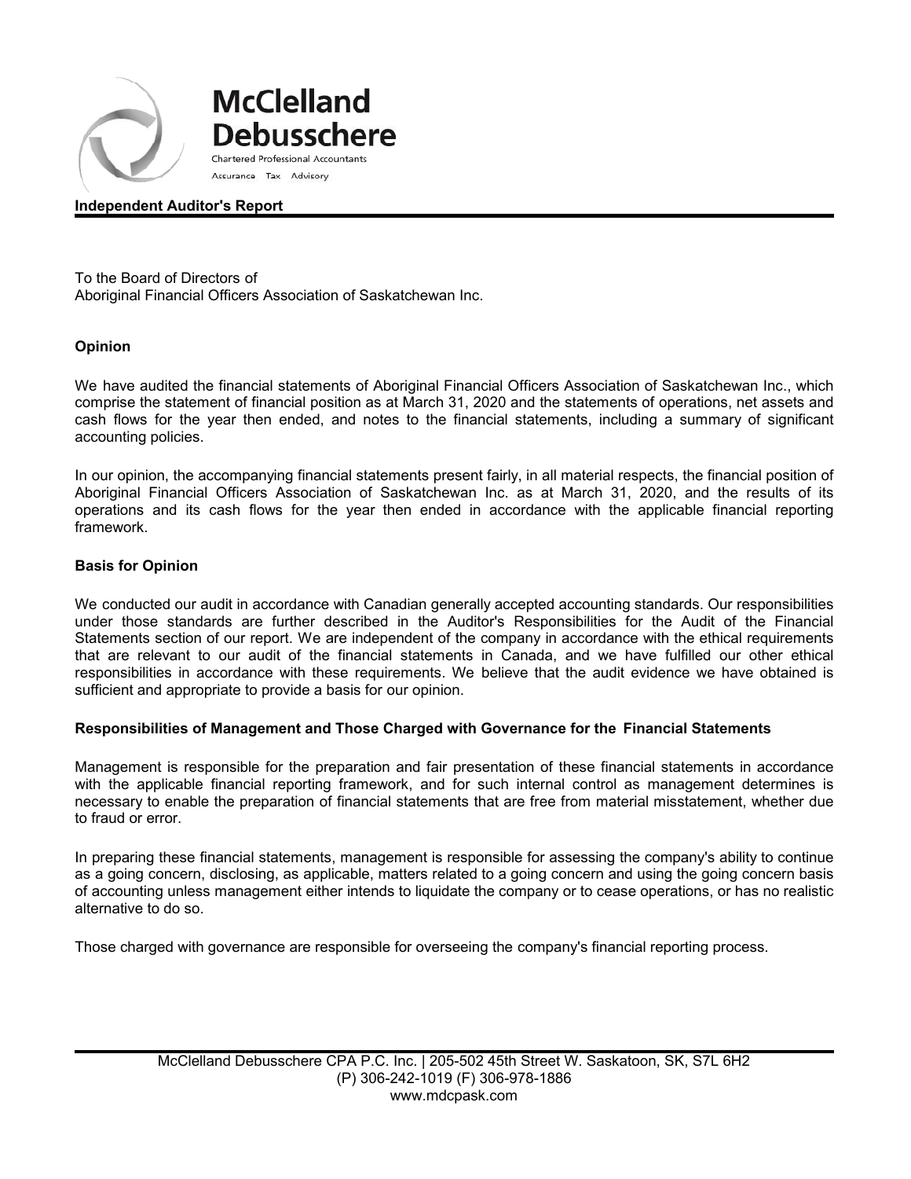**McClelland Debusschere**

Chartered Professional Accountants

Assurance Tax Advisory

## Independent Auditor's Report

To the Board of Directors of
Aboriginal Financial Officers Association of Saskatchewan Inc.

### Opinion

We have audited the financial statements of Aboriginal Financial Officers Association of Saskatchewan Inc., which comprise the statement of financial position as at March 31, 2020 and the statements of operations, net assets and cash flows for the year then ended, and notes to the financial statements, including a summary of significant accounting policies.

In our opinion, the accompanying financial statements present fairly, in all material respects, the financial position of Aboriginal Financial Officers Association of Saskatchewan Inc. as at March 31, 2020, and the results of its operations and its cash flows for the year then ended in accordance with the applicable financial reporting framework.

### Basis for Opinion

We conducted our audit in accordance with Canadian generally accepted accounting standards. Our responsibilities under those standards are further described in the Auditor's Responsibilities for the Audit of the Financial Statements section of our report. We are independent of the company in accordance with the ethical requirements that are relevant to our audit of the financial statements in Canada, and we have fulfilled our other ethical responsibilities in accordance with these requirements. We believe that the audit evidence we have obtained is sufficient and appropriate to provide a basis for our opinion.

### Responsibilities of Management and Those Charged with Governance for the Financial Statements

Management is responsible for the preparation and fair presentation of these financial statements in accordance with the applicable financial reporting framework, and for such internal control as management determines is necessary to enable the preparation of financial statements that are free from material misstatement, whether due to fraud or error.

In preparing these financial statements, management is responsible for assessing the company's ability to continue as a going concern, disclosing, as applicable, matters related to a going concern and using the going concern basis of accounting unless management either intends to liquidate the company or to cease operations, or has no realistic alternative to do so.

Those charged with governance are responsible for overseeing the company's financial reporting process.

McClelland Debusschere CPA P.C. Inc. | 205-502 45th Street W. Saskatoon, SK, S7L 6H2
(P) 306-242-1019 (F) 306-978-1886
www.mdcpask.com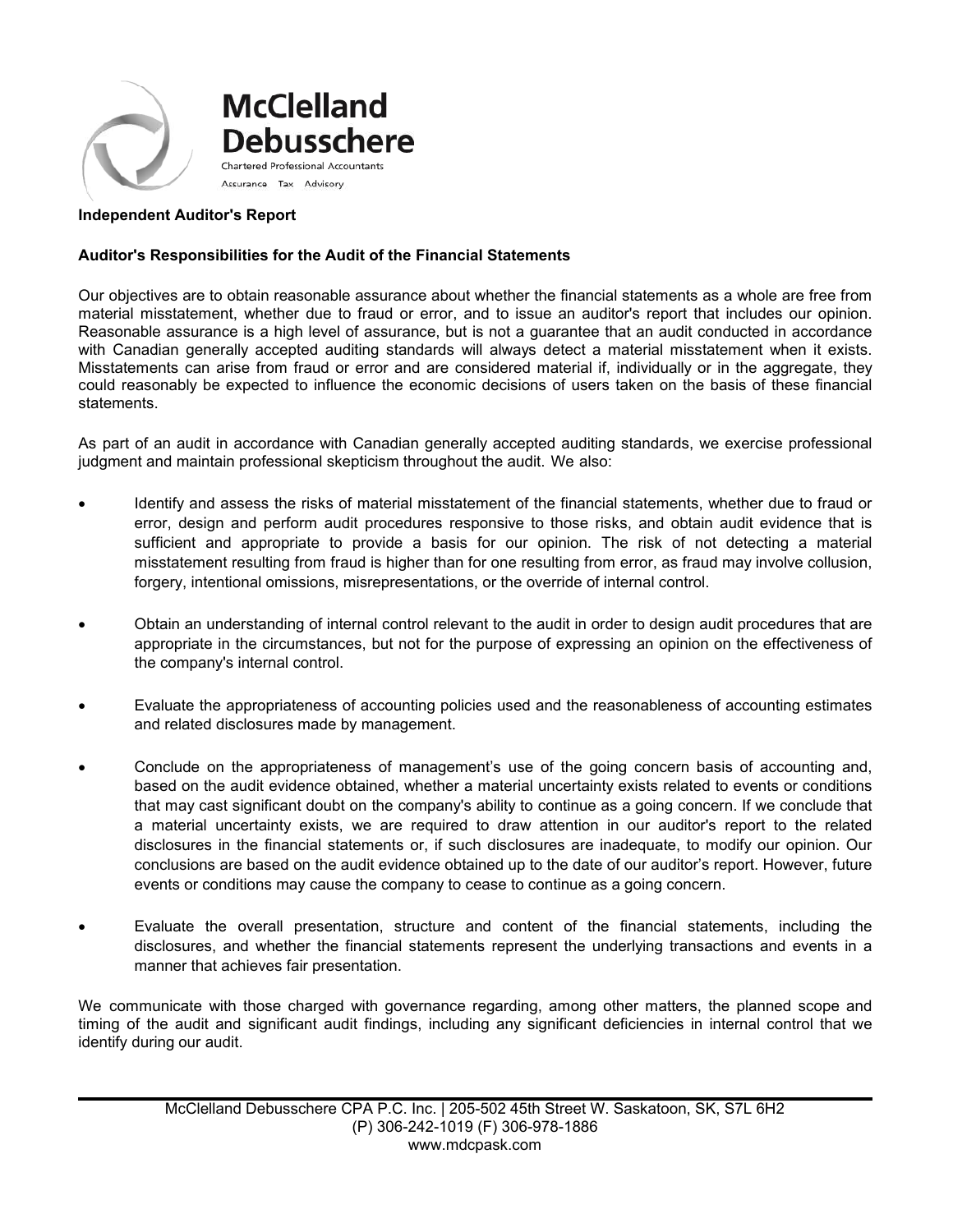**McClelland Debusschere**
Chartered Professional Accountants
Assurance Tax Advisory

**Independent Auditor's Report**

**Auditor's Responsibilities for the Audit of the Financial Statements**

Our objectives are to obtain reasonable assurance about whether the financial statements as a whole are free from material misstatement, whether due to fraud or error, and to issue an auditor's report that includes our opinion. Reasonable assurance is a high level of assurance, but is not a guarantee that an audit conducted in accordance with Canadian generally accepted auditing standards will always detect a material misstatement when it exists. Misstatements can arise from fraud or error and are considered material if, individually or in the aggregate, they could reasonably be expected to influence the economic decisions of users taken on the basis of these financial statements.

As part of an audit in accordance with Canadian generally accepted auditing standards, we exercise professional judgment and maintain professional skepticism throughout the audit. We also:

- Identify and assess the risks of material misstatement of the financial statements, whether due to fraud or error, design and perform audit procedures responsive to those risks, and obtain audit evidence that is sufficient and appropriate to provide a basis for our opinion. The risk of not detecting a material misstatement resulting from fraud is higher than for one resulting from error, as fraud may involve collusion, forgery, intentional omissions, misrepresentations, or the override of internal control.

- Obtain an understanding of internal control relevant to the audit in order to design audit procedures that are appropriate in the circumstances, but not for the purpose of expressing an opinion on the effectiveness of the company's internal control.

- Evaluate the appropriateness of accounting policies used and the reasonableness of accounting estimates and related disclosures made by management.

- Conclude on the appropriateness of management's use of the going concern basis of accounting and, based on the audit evidence obtained, whether a material uncertainty exists related to events or conditions that may cast significant doubt on the company's ability to continue as a going concern. If we conclude that a material uncertainty exists, we are required to draw attention in our auditor's report to the related disclosures in the financial statements or, if such disclosures are inadequate, to modify our opinion. Our conclusions are based on the audit evidence obtained up to the date of our auditor's report. However, future events or conditions may cause the company to cease to continue as a going concern.

- Evaluate the overall presentation, structure and content of the financial statements, including the disclosures, and whether the financial statements represent the underlying transactions and events in a manner that achieves fair presentation.

We communicate with those charged with governance regarding, among other matters, the planned scope and timing of the audit and significant audit findings, including any significant deficiencies in internal control that we identify during our audit.

McClelland Debusschere CPA P.C. Inc. | 205-502 45th Street W. Saskatoon, SK, S7L 6H2
(P) 306-242-1019 (F) 306-978-1886
www.mdcpask.com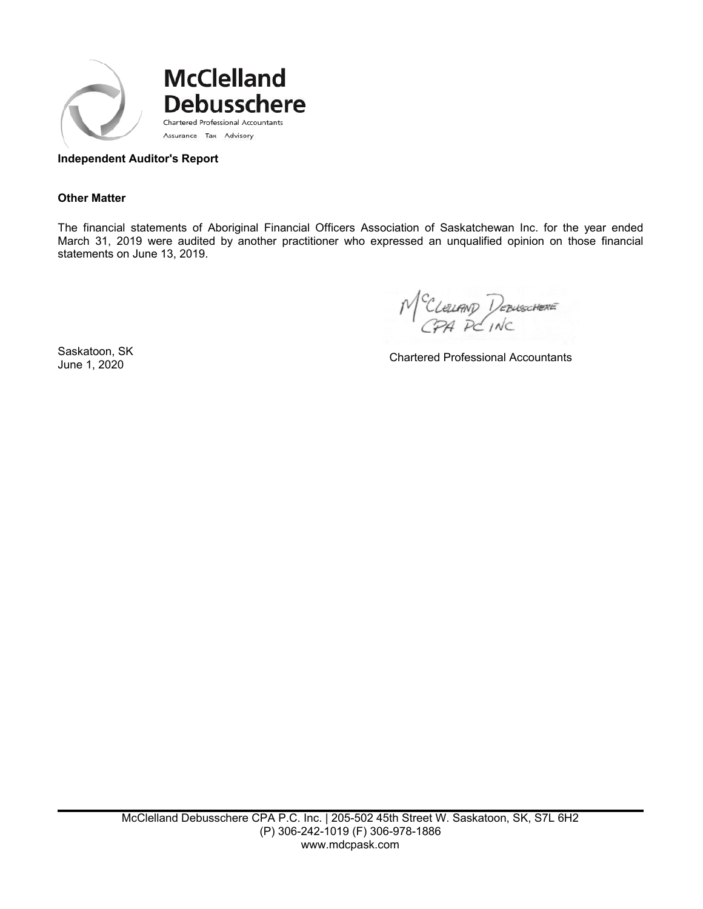**McClelland Debusschere**
Chartered Professional Accountants
Assurance Tax Advisory

**Independent Auditor's Report**

**Other Matter**

The financial statements of Aboriginal Financial Officers Association of Saskatchewan Inc. for the year ended March 31, 2019 were audited by another practitioner who expressed an unqualified opinion on those financial statements on June 13, 2019.

McClelland Debusschere CPA PC Inc

Chartered Professional Accountants

Saskatoon, SK
June 1, 2020

McClelland Debusschere CPA P.C. Inc. | 205-502 45th Street W. Saskatoon, SK, S7L 6H2
(P) 306-242-1019 (F) 306-978-1886
www.mdcpask.com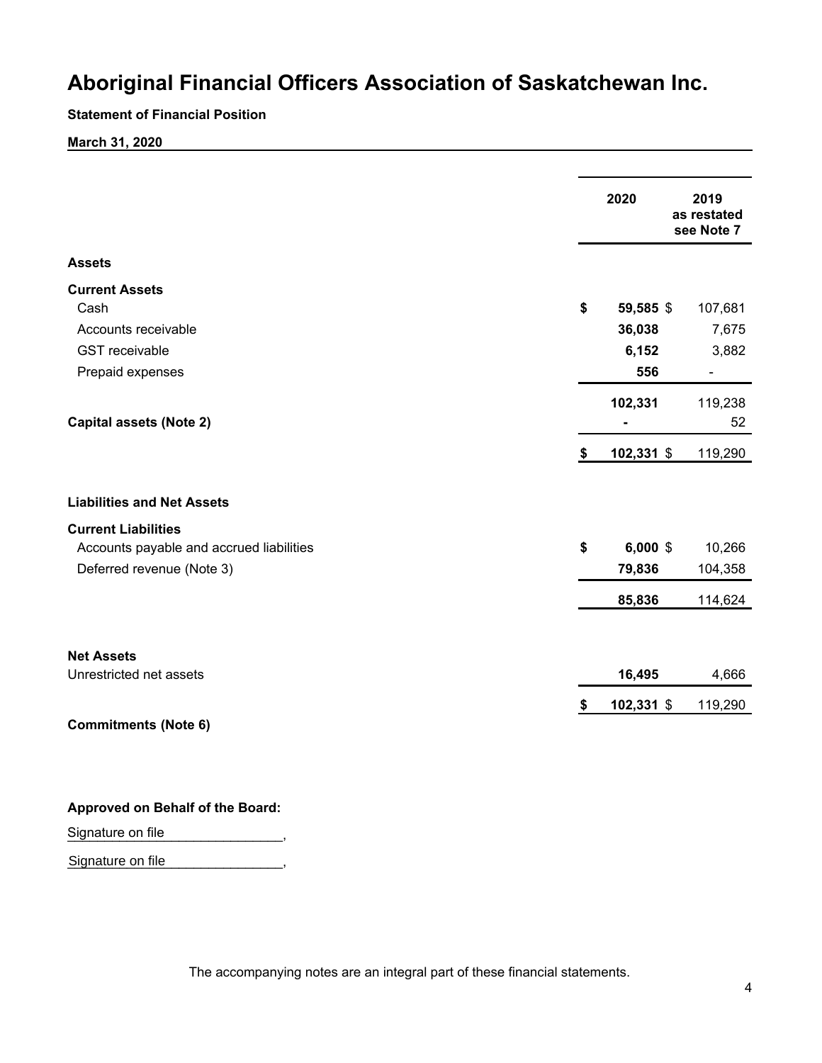# Aboriginal Financial Officers Association of Saskatchewan Inc.

**Statement of Financial Position**

**March 31, 2020**

| | 2020 | 2019 as restated see Note 7 |
|---|---|---|
| **Assets** | | |
| **Current Assets** | | |
| Cash | **$ 59,585** | $ 107,681 |
| Accounts receivable | **36,038** | 7,675 |
| GST receivable | **6,152** | 3,882 |
| Prepaid expenses | **556** | - |
| | **102,331** | 119,238 |
| **Capital assets (Note 2)** | **-** | 52 |
| | **$ 102,331** | $ 119,290 |
| **Liabilities and Net Assets** | | |
| **Current Liabilities** | | |
| Accounts payable and accrued liabilities | **$ 6,000** | $ 10,266 |
| Deferred revenue (Note 3) | **79,836** | 104,358 |
| | **85,836** | 114,624 |
| **Net Assets** | | |
| Unrestricted net assets | **16,495** | 4,666 |
| | **$ 102,331** | $ 119,290 |

**Commitments (Note 6)**

**Approved on Behalf of the Board:**

Signature on file ,

Signature on file ,

The accompanying notes are an integral part of these financial statements.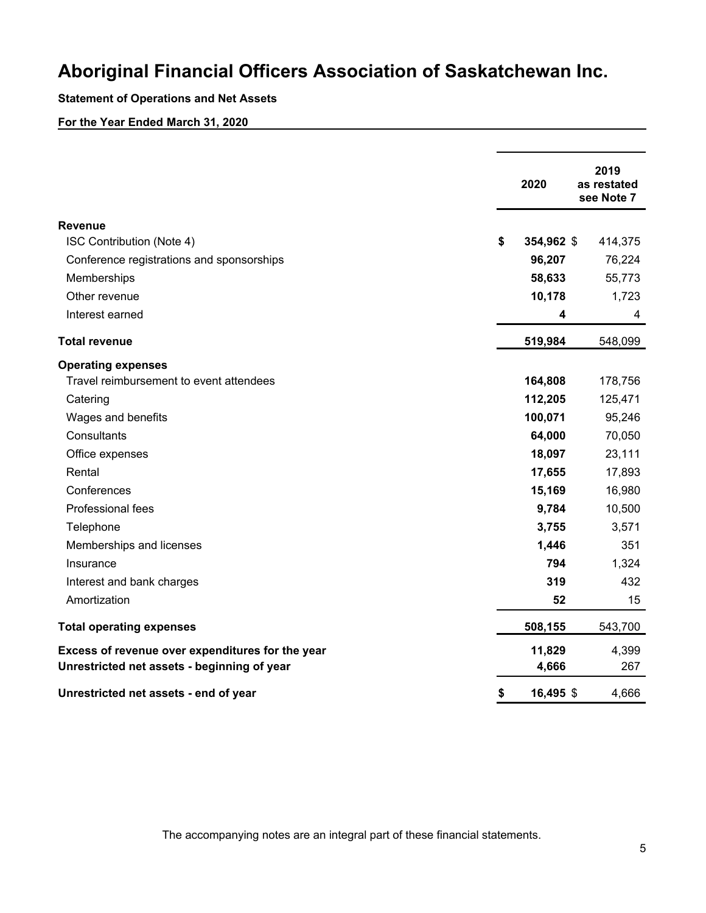# Aboriginal Financial Officers Association of Saskatchewan Inc.

**Statement of Operations and Net Assets**

**For the Year Ended March 31, 2020**

| | 2020 | 2019 as restated see Note 7 |
|---|---|---|
| **Revenue** | | |
| ISC Contribution (Note 4) | **$ 354,962** | $ 414,375 |
| Conference registrations and sponsorships | **96,207** | 76,224 |
| Memberships | **58,633** | 55,773 |
| Other revenue | **10,178** | 1,723 |
| Interest earned | **4** | 4 |
| **Total revenue** | **519,984** | 548,099 |
| **Operating expenses** | | |
| Travel reimbursement to event attendees | **164,808** | 178,756 |
| Catering | **112,205** | 125,471 |
| Wages and benefits | **100,071** | 95,246 |
| Consultants | **64,000** | 70,050 |
| Office expenses | **18,097** | 23,111 |
| Rental | **17,655** | 17,893 |
| Conferences | **15,169** | 16,980 |
| Professional fees | **9,784** | 10,500 |
| Telephone | **3,755** | 3,571 |
| Memberships and licenses | **1,446** | 351 |
| Insurance | **794** | 1,324 |
| Interest and bank charges | **319** | 432 |
| Amortization | **52** | 15 |
| **Total operating expenses** | **508,155** | 543,700 |
| **Excess of revenue over expenditures for the year** | **11,829** | 4,399 |
| **Unrestricted net assets - beginning of year** | **4,666** | 267 |
| **Unrestricted net assets - end of year** | **$ 16,495** | $ 4,666 |

The accompanying notes are an integral part of these financial statements.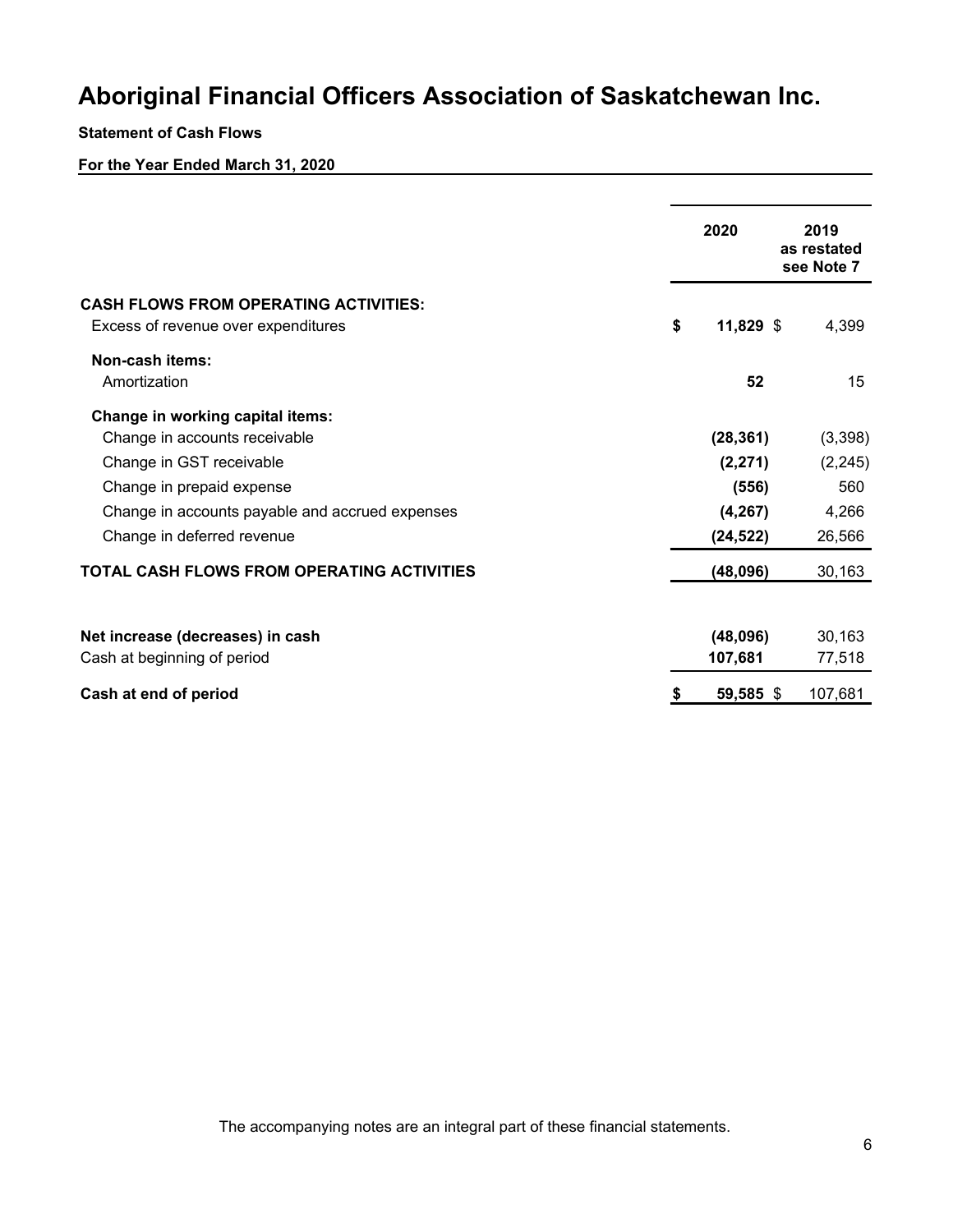# Aboriginal Financial Officers Association of Saskatchewan Inc.

**Statement of Cash Flows**

**For the Year Ended March 31, 2020**

| | 2020 | 2019 as restated see Note 7 |
|---|---|---|
| **CASH FLOWS FROM OPERATING ACTIVITIES:** | | |
| Excess of revenue over expenditures | **$ 11,829** | $ 4,399 |
| **Non-cash items:** | | |
| Amortization | **52** | 15 |
| **Change in working capital items:** | | |
| Change in accounts receivable | **(28,361)** | (3,398) |
| Change in GST receivable | **(2,271)** | (2,245) |
| Change in prepaid expense | **(556)** | 560 |
| Change in accounts payable and accrued expenses | **(4,267)** | 4,266 |
| Change in deferred revenue | **(24,522)** | 26,566 |
| **TOTAL CASH FLOWS FROM OPERATING ACTIVITIES** | **(48,096)** | 30,163 |
| **Net increase (decreases) in cash** | **(48,096)** | 30,163 |
| Cash at beginning of period | **107,681** | 77,518 |
| **Cash at end of period** | **$ 59,585** | $ 107,681 |

The accompanying notes are an integral part of these financial statements.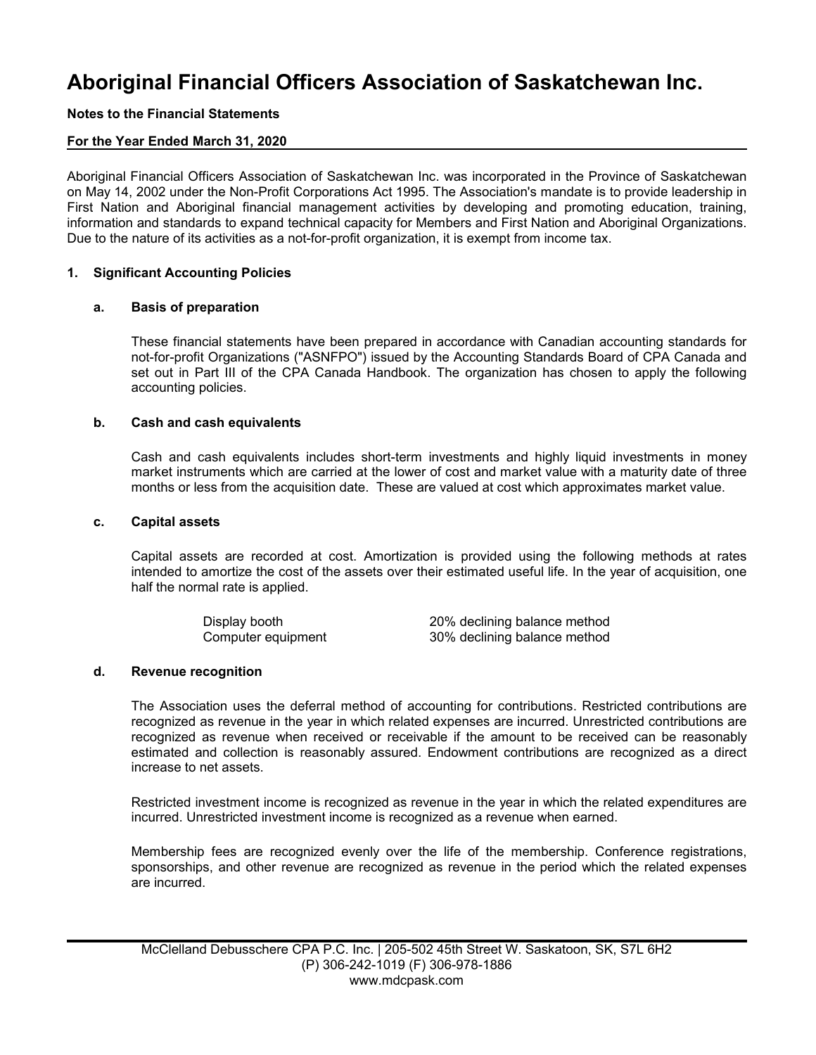# Aboriginal Financial Officers Association of Saskatchewan Inc.

**Notes to the Financial Statements**

**For the Year Ended March 31, 2020**

Aboriginal Financial Officers Association of Saskatchewan Inc. was incorporated in the Province of Saskatchewan on May 14, 2002 under the Non-Profit Corporations Act 1995. The Association's mandate is to provide leadership in First Nation and Aboriginal financial management activities by developing and promoting education, training, information and standards to expand technical capacity for Members and First Nation and Aboriginal Organizations. Due to the nature of its activities as a not-for-profit organization, it is exempt from income tax.

**1. Significant Accounting Policies**

**a. Basis of preparation**

These financial statements have been prepared in accordance with Canadian accounting standards for not-for-profit Organizations ("ASNFPO") issued by the Accounting Standards Board of CPA Canada and set out in Part III of the CPA Canada Handbook. The organization has chosen to apply the following accounting policies.

**b. Cash and cash equivalents**

Cash and cash equivalents includes short-term investments and highly liquid investments in money market instruments which are carried at the lower of cost and market value with a maturity date of three months or less from the acquisition date. These are valued at cost which approximates market value.

**c. Capital assets**

Capital assets are recorded at cost. Amortization is provided using the following methods at rates intended to amortize the cost of the assets over their estimated useful life. In the year of acquisition, one half the normal rate is applied.

| | |
|---|---|
| Display booth | 20% declining balance method |
| Computer equipment | 30% declining balance method |

**d. Revenue recognition**

The Association uses the deferral method of accounting for contributions. Restricted contributions are recognized as revenue in the year in which related expenses are incurred. Unrestricted contributions are recognized as revenue when received or receivable if the amount to be received can be reasonably estimated and collection is reasonably assured. Endowment contributions are recognized as a direct increase to net assets.

Restricted investment income is recognized as revenue in the year in which the related expenditures are incurred. Unrestricted investment income is recognized as a revenue when earned.

Membership fees are recognized evenly over the life of the membership. Conference registrations, sponsorships, and other revenue are recognized as revenue in the period which the related expenses are incurred.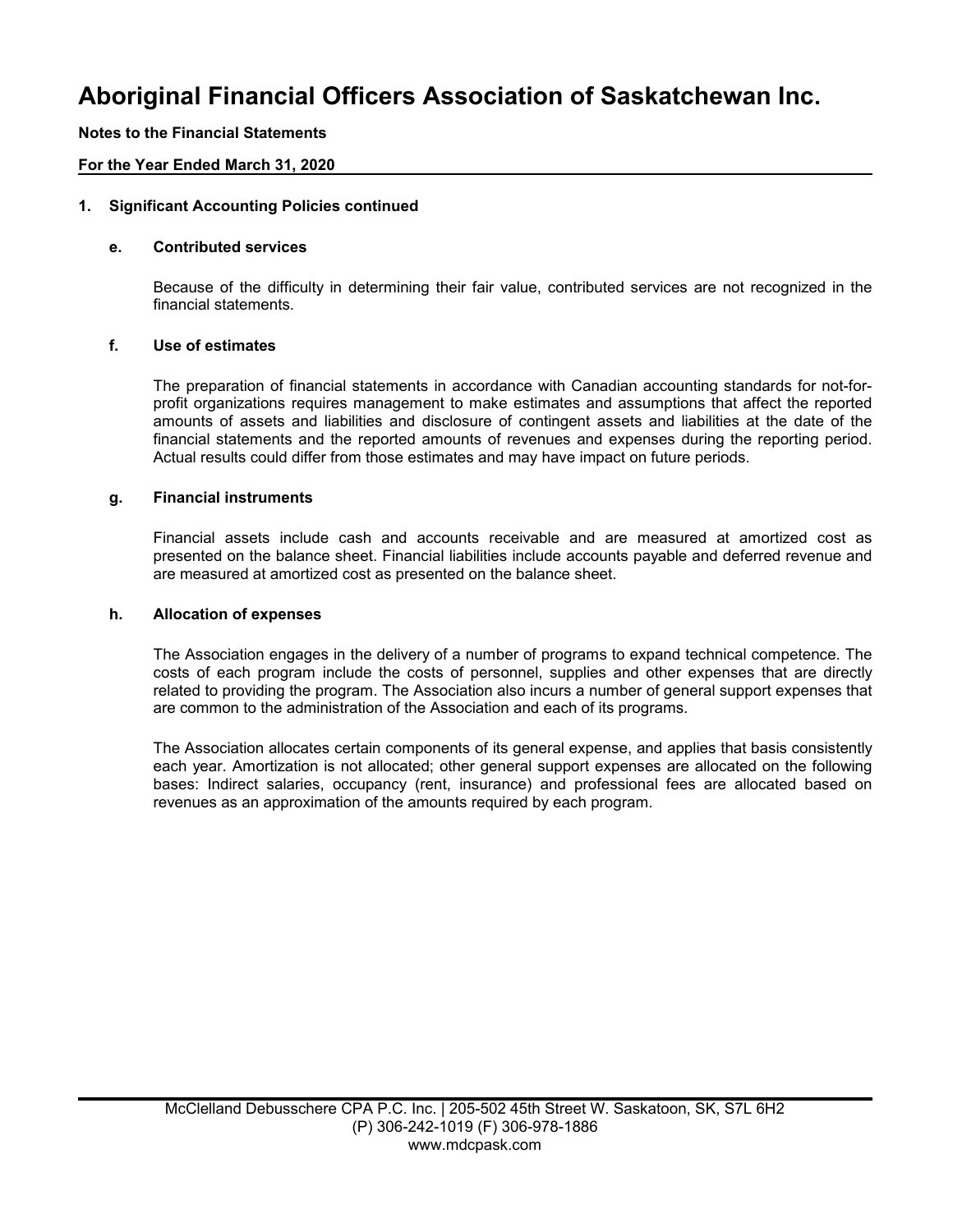# Aboriginal Financial Officers Association of Saskatchewan Inc.

**Notes to the Financial Statements**

**For the Year Ended March 31, 2020**

**1. Significant Accounting Policies continued**

**e. Contributed services**

Because of the difficulty in determining their fair value, contributed services are not recognized in the financial statements.

**f. Use of estimates**

The preparation of financial statements in accordance with Canadian accounting standards for not-for-profit organizations requires management to make estimates and assumptions that affect the reported amounts of assets and liabilities and disclosure of contingent assets and liabilities at the date of the financial statements and the reported amounts of revenues and expenses during the reporting period. Actual results could differ from those estimates and may have impact on future periods.

**g. Financial instruments**

Financial assets include cash and accounts receivable and are measured at amortized cost as presented on the balance sheet. Financial liabilities include accounts payable and deferred revenue and are measured at amortized cost as presented on the balance sheet.

**h. Allocation of expenses**

The Association engages in the delivery of a number of programs to expand technical competence. The costs of each program include the costs of personnel, supplies and other expenses that are directly related to providing the program. The Association also incurs a number of general support expenses that are common to the administration of the Association and each of its programs.

The Association allocates certain components of its general expense, and applies that basis consistently each year. Amortization is not allocated; other general support expenses are allocated on the following bases: Indirect salaries, occupancy (rent, insurance) and professional fees are allocated based on revenues as an approximation of the amounts required by each program.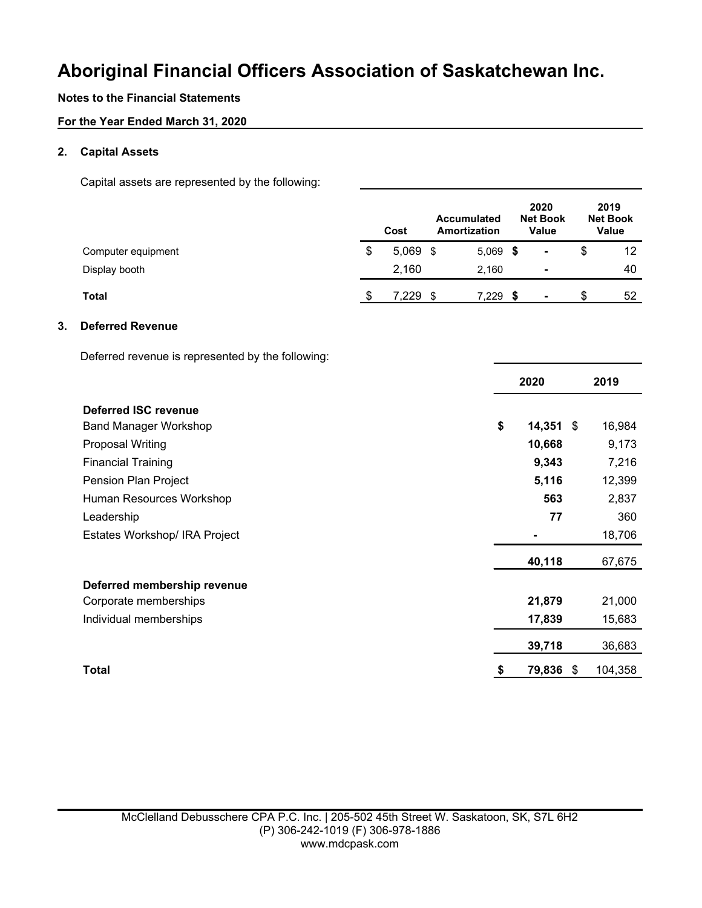# Aboriginal Financial Officers Association of Saskatchewan Inc.

**Notes to the Financial Statements**

**For the Year Ended March 31, 2020**

**2. Capital Assets**

Capital assets are represented by the following:

| | Cost | Accumulated Amortization | 2020 Net Book Value | 2019 Net Book Value |
|---|---|---|---|---|
| Computer equipment | $ 5,069 | $ 5,069 | **$ -** | $ 12 |
| Display booth | 2,160 | 2,160 | **-** | 40 |
| **Total** | $ 7,229 | $ 7,229 | **$ -** | $ 52 |

**3. Deferred Revenue**

Deferred revenue is represented by the following:

| | 2020 | 2019 |
|---|---|---|
| **Deferred ISC revenue** | | |
| Band Manager Workshop | **$ 14,351** | $ 16,984 |
| Proposal Writing | **10,668** | 9,173 |
| Financial Training | **9,343** | 7,216 |
| Pension Plan Project | **5,116** | 12,399 |
| Human Resources Workshop | **563** | 2,837 |
| Leadership | **77** | 360 |
| Estates Workshop/ IRA Project | **-** | 18,706 |
| | **40,118** | 67,675 |
| **Deferred membership revenue** | | |
| Corporate memberships | **21,879** | 21,000 |
| Individual memberships | **17,839** | 15,683 |
| | **39,718** | 36,683 |
| **Total** | **$ 79,836** | $ 104,358 |

McClelland Debusschere CPA P.C. Inc. | 205-502 45th Street W. Saskatoon, SK, S7L 6H2
(P) 306-242-1019 (F) 306-978-1886
www.mdcpask.com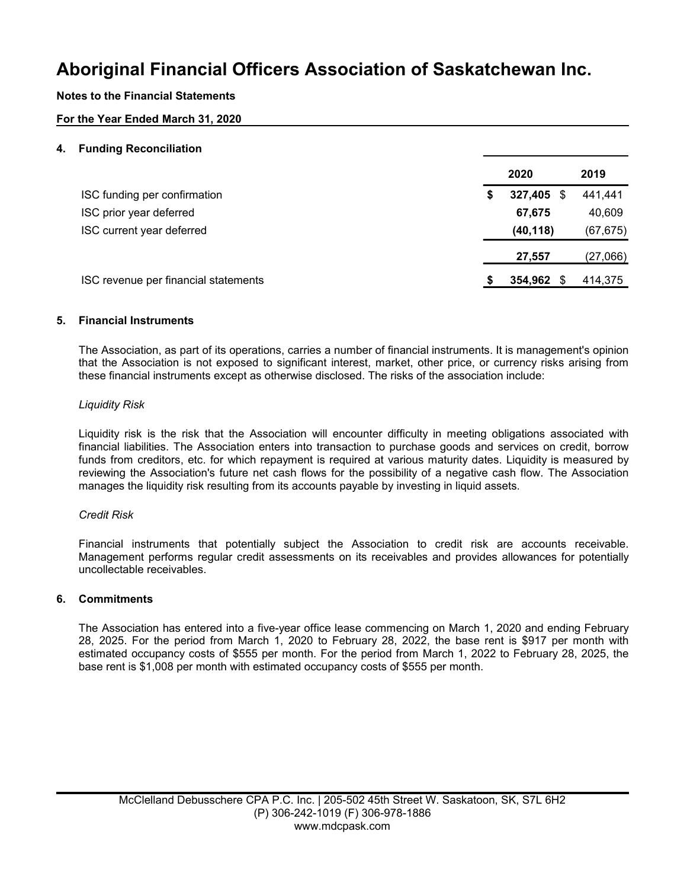# Aboriginal Financial Officers Association of Saskatchewan Inc.

**Notes to the Financial Statements**

**For the Year Ended March 31, 2020**

## 4. Funding Reconciliation

| | 2020 | 2019 |
|---|---|---|
| ISC funding per confirmation | **$ 327,405** | $ 441,441 |
| ISC prior year deferred | **67,675** | 40,609 |
| ISC current year deferred | **(40,118)** | (67,675) |
| | **27,557** | (27,066) |
| ISC revenue per financial statements | **$ 354,962** | $ 414,375 |

## 5. Financial Instruments

The Association, as part of its operations, carries a number of financial instruments. It is management's opinion that the Association is not exposed to significant interest, market, other price, or currency risks arising from these financial instruments except as otherwise disclosed. The risks of the association include:

*Liquidity Risk*

Liquidity risk is the risk that the Association will encounter difficulty in meeting obligations associated with financial liabilities. The Association enters into transaction to purchase goods and services on credit, borrow funds from creditors, etc. for which repayment is required at various maturity dates. Liquidity is measured by reviewing the Association's future net cash flows for the possibility of a negative cash flow. The Association manages the liquidity risk resulting from its accounts payable by investing in liquid assets.

*Credit Risk*

Financial instruments that potentially subject the Association to credit risk are accounts receivable. Management performs regular credit assessments on its receivables and provides allowances for potentially uncollectable receivables.

## 6. Commitments

The Association has entered into a five-year office lease commencing on March 1, 2020 and ending February 28, 2025. For the period from March 1, 2020 to February 28, 2022, the base rent is $917 per month with estimated occupancy costs of $555 per month. For the period from March 1, 2022 to February 28, 2025, the base rent is $1,008 per month with estimated occupancy costs of $555 per month.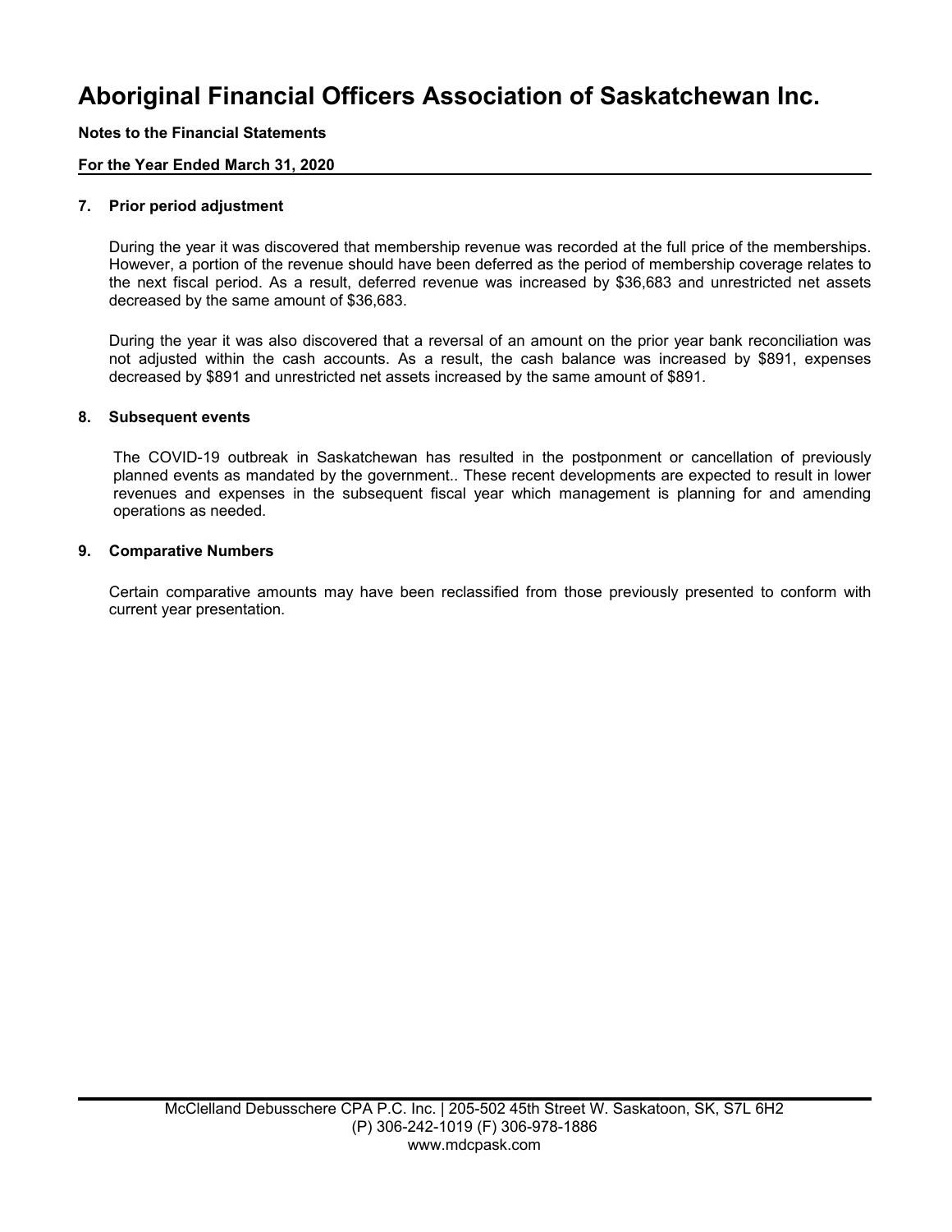# Aboriginal Financial Officers Association of Saskatchewan Inc.

**Notes to the Financial Statements**

**For the Year Ended March 31, 2020**

## 7. Prior period adjustment

During the year it was discovered that membership revenue was recorded at the full price of the memberships. However, a portion of the revenue should have been deferred as the period of membership coverage relates to the next fiscal period. As a result, deferred revenue was increased by $36,683 and unrestricted net assets decreased by the same amount of $36,683.

During the year it was also discovered that a reversal of an amount on the prior year bank reconciliation was not adjusted within the cash accounts. As a result, the cash balance was increased by $891, expenses decreased by $891 and unrestricted net assets increased by the same amount of $891.

## 8. Subsequent events

The COVID-19 outbreak in Saskatchewan has resulted in the postponment or cancellation of previously planned events as mandated by the government.. These recent developments are expected to result in lower revenues and expenses in the subsequent fiscal year which management is planning for and amending operations as needed.

## 9. Comparative Numbers

Certain comparative amounts may have been reclassified from those previously presented to conform with current year presentation.